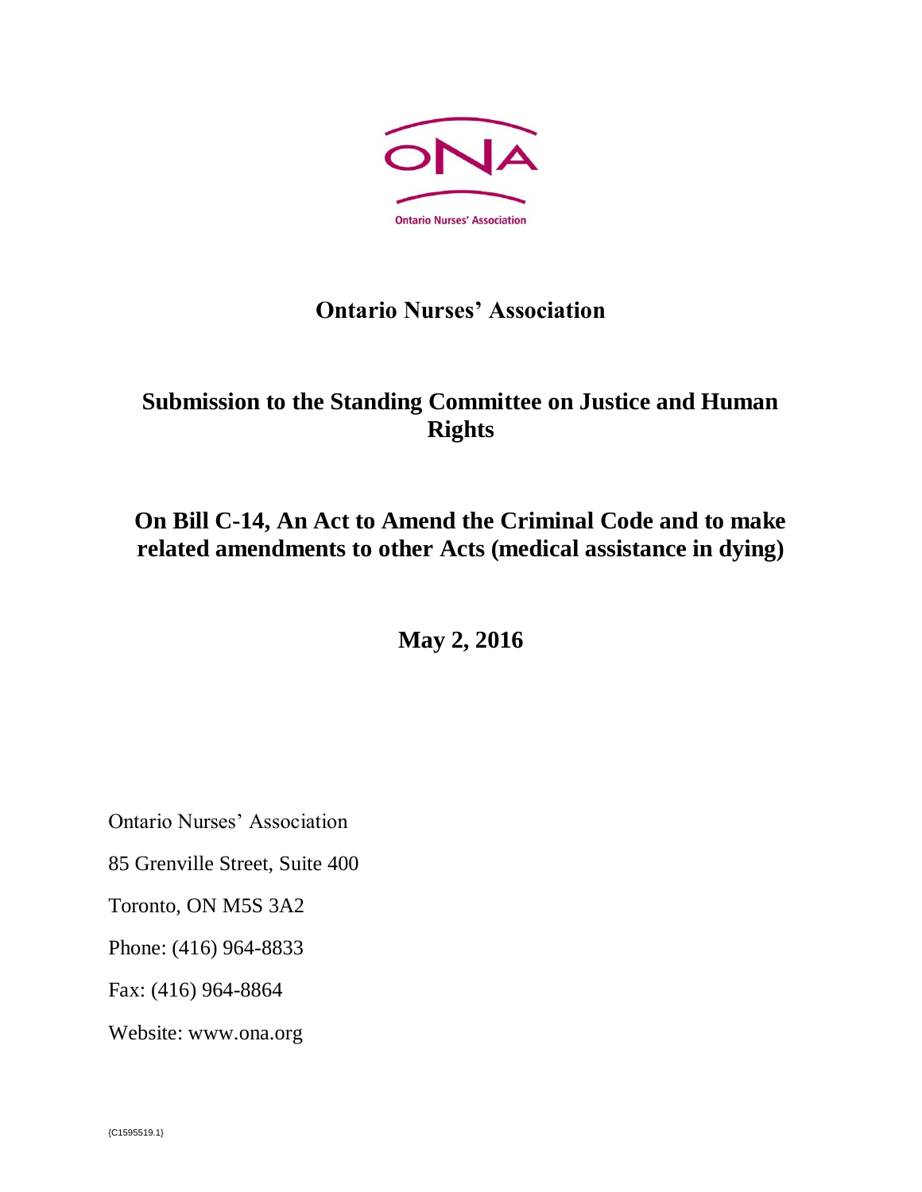# Ontario Nurses' Association

## Submission to the Standing Committee on Justice and Human Rights

## On Bill C-14, An Act to Amend the Criminal Code and to make related amendments to other Acts (medical assistance in dying)

**May 2, 2016**

Ontario Nurses' Association

85 Grenville Street, Suite 400

Toronto, ON M5S 3A2

Phone: (416) 964-8833

Fax: (416) 964-8864

Website: www.ona.org

{C1595519.1}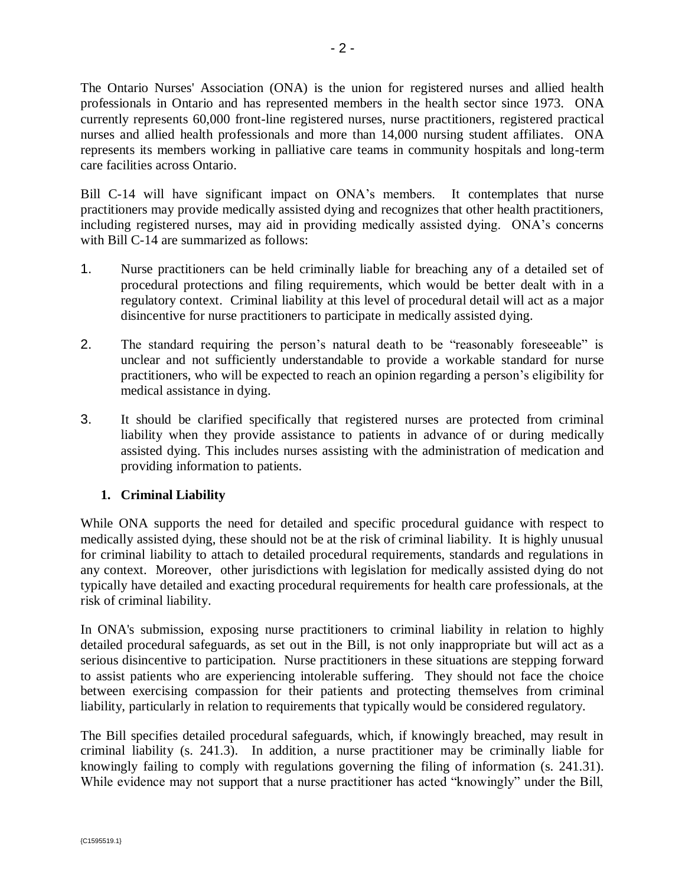The Ontario Nurses' Association (ONA) is the union for registered nurses and allied health professionals in Ontario and has represented members in the health sector since 1973. ONA currently represents 60,000 front-line registered nurses, nurse practitioners, registered practical nurses and allied health professionals and more than 14,000 nursing student affiliates. ONA represents its members working in palliative care teams in community hospitals and long-term care facilities across Ontario.

Bill C-14 will have significant impact on ONA's members. It contemplates that nurse practitioners may provide medically assisted dying and recognizes that other health practitioners, including registered nurses, may aid in providing medically assisted dying. ONA's concerns with Bill C-14 are summarized as follows:

1. Nurse practitioners can be held criminally liable for breaching any of a detailed set of procedural protections and filing requirements, which would be better dealt with in a regulatory context. Criminal liability at this level of procedural detail will act as a major disincentive for nurse practitioners to participate in medically assisted dying.

2. The standard requiring the person's natural death to be "reasonably foreseeable" is unclear and not sufficiently understandable to provide a workable standard for nurse practitioners, who will be expected to reach an opinion regarding a person's eligibility for medical assistance in dying.

3. It should be clarified specifically that registered nurses are protected from criminal liability when they provide assistance to patients in advance of or during medically assisted dying. This includes nurses assisting with the administration of medication and providing information to patients.

### 1. Criminal Liability

While ONA supports the need for detailed and specific procedural guidance with respect to medically assisted dying, these should not be at the risk of criminal liability. It is highly unusual for criminal liability to attach to detailed procedural requirements, standards and regulations in any context. Moreover, other jurisdictions with legislation for medically assisted dying do not typically have detailed and exacting procedural requirements for health care professionals, at the risk of criminal liability.

In ONA's submission, exposing nurse practitioners to criminal liability in relation to highly detailed procedural safeguards, as set out in the Bill, is not only inappropriate but will act as a serious disincentive to participation. Nurse practitioners in these situations are stepping forward to assist patients who are experiencing intolerable suffering. They should not face the choice between exercising compassion for their patients and protecting themselves from criminal liability, particularly in relation to requirements that typically would be considered regulatory.

The Bill specifies detailed procedural safeguards, which, if knowingly breached, may result in criminal liability (s. 241.3). In addition, a nurse practitioner may be criminally liable for knowingly failing to comply with regulations governing the filing of information (s. 241.31). While evidence may not support that a nurse practitioner has acted "knowingly" under the Bill,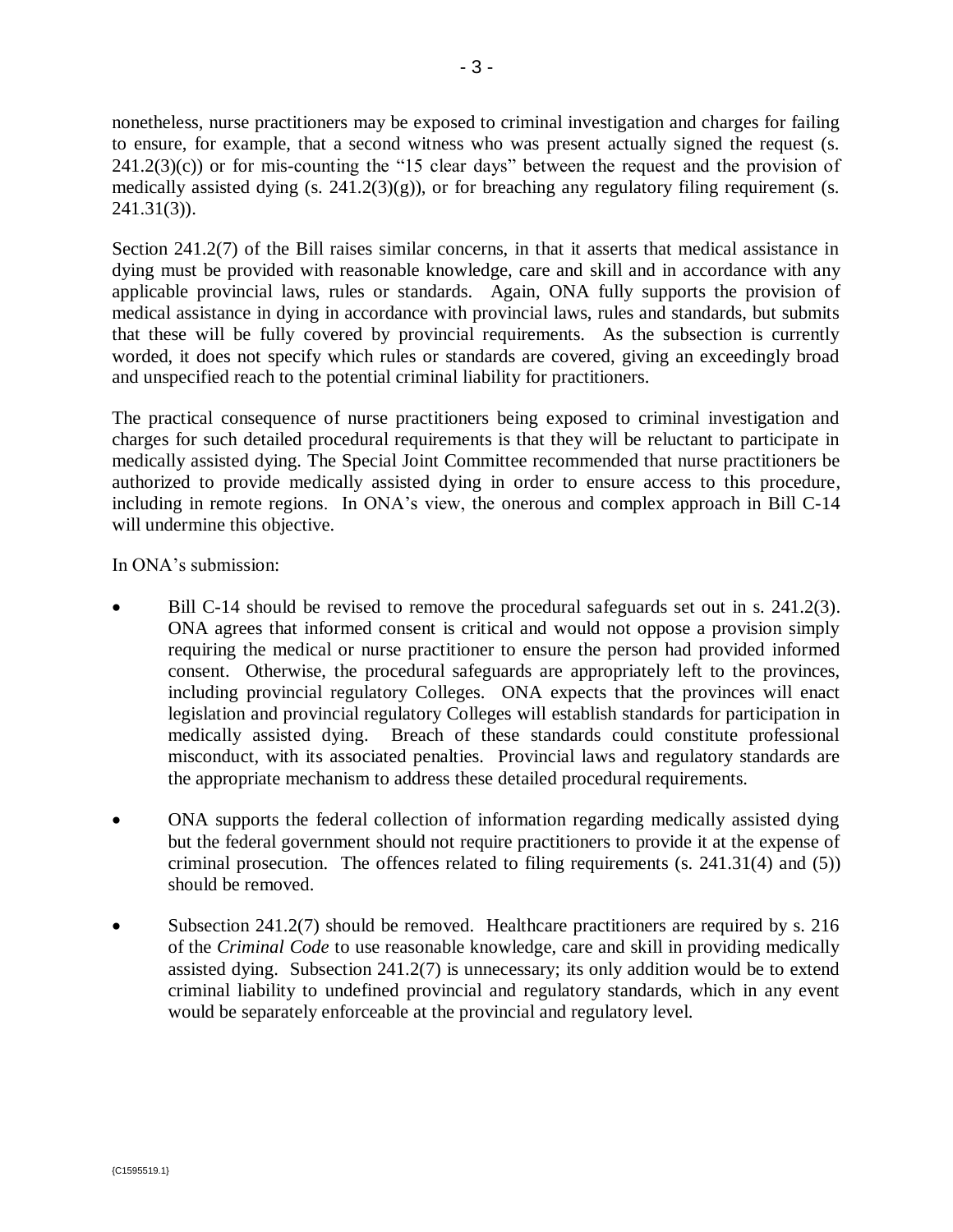nonetheless, nurse practitioners may be exposed to criminal investigation and charges for failing to ensure, for example, that a second witness who was present actually signed the request (s. 241.2(3)(c)) or for mis-counting the "15 clear days" between the request and the provision of medically assisted dying (s. 241.2(3)(g)), or for breaching any regulatory filing requirement (s. 241.31(3)).

Section 241.2(7) of the Bill raises similar concerns, in that it asserts that medical assistance in dying must be provided with reasonable knowledge, care and skill and in accordance with any applicable provincial laws, rules or standards. Again, ONA fully supports the provision of medical assistance in dying in accordance with provincial laws, rules and standards, but submits that these will be fully covered by provincial requirements. As the subsection is currently worded, it does not specify which rules or standards are covered, giving an exceedingly broad and unspecified reach to the potential criminal liability for practitioners.

The practical consequence of nurse practitioners being exposed to criminal investigation and charges for such detailed procedural requirements is that they will be reluctant to participate in medically assisted dying. The Special Joint Committee recommended that nurse practitioners be authorized to provide medically assisted dying in order to ensure access to this procedure, including in remote regions. In ONA's view, the onerous and complex approach in Bill C-14 will undermine this objective.

In ONA's submission:

- Bill C-14 should be revised to remove the procedural safeguards set out in s. 241.2(3). ONA agrees that informed consent is critical and would not oppose a provision simply requiring the medical or nurse practitioner to ensure the person had provided informed consent. Otherwise, the procedural safeguards are appropriately left to the provinces, including provincial regulatory Colleges. ONA expects that the provinces will enact legislation and provincial regulatory Colleges will establish standards for participation in medically assisted dying. Breach of these standards could constitute professional misconduct, with its associated penalties. Provincial laws and regulatory standards are the appropriate mechanism to address these detailed procedural requirements.

- ONA supports the federal collection of information regarding medically assisted dying but the federal government should not require practitioners to provide it at the expense of criminal prosecution. The offences related to filing requirements (s. 241.31(4) and (5)) should be removed.

- Subsection 241.2(7) should be removed. Healthcare practitioners are required by s. 216 of the *Criminal Code* to use reasonable knowledge, care and skill in providing medically assisted dying. Subsection 241.2(7) is unnecessary; its only addition would be to extend criminal liability to undefined provincial and regulatory standards, which in any event would be separately enforceable at the provincial and regulatory level.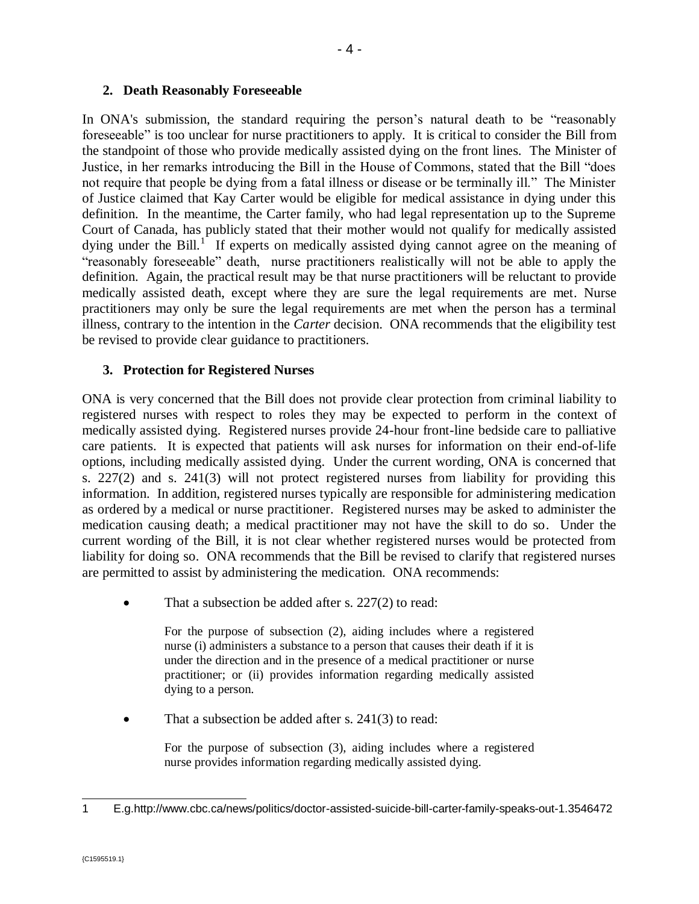## 2. Death Reasonably Foreseeable

In ONA's submission, the standard requiring the person's natural death to be "reasonably foreseeable" is too unclear for nurse practitioners to apply. It is critical to consider the Bill from the standpoint of those who provide medically assisted dying on the front lines. The Minister of Justice, in her remarks introducing the Bill in the House of Commons, stated that the Bill "does not require that people be dying from a fatal illness or disease or be terminally ill." The Minister of Justice claimed that Kay Carter would be eligible for medical assistance in dying under this definition. In the meantime, the Carter family, who had legal representation up to the Supreme Court of Canada, has publicly stated that their mother would not qualify for medically assisted dying under the Bill.[1] If experts on medically assisted dying cannot agree on the meaning of "reasonably foreseeable" death, nurse practitioners realistically will not be able to apply the definition. Again, the practical result may be that nurse practitioners will be reluctant to provide medically assisted death, except where they are sure the legal requirements are met. Nurse practitioners may only be sure the legal requirements are met when the person has a terminal illness, contrary to the intention in the *Carter* decision. ONA recommends that the eligibility test be revised to provide clear guidance to practitioners.

## 3. Protection for Registered Nurses

ONA is very concerned that the Bill does not provide clear protection from criminal liability to registered nurses with respect to roles they may be expected to perform in the context of medically assisted dying. Registered nurses provide 24-hour front-line bedside care to palliative care patients. It is expected that patients will ask nurses for information on their end-of-life options, including medically assisted dying. Under the current wording, ONA is concerned that s. 227(2) and s. 241(3) will not protect registered nurses from liability for providing this information. In addition, registered nurses typically are responsible for administering medication as ordered by a medical or nurse practitioner. Registered nurses may be asked to administer the medication causing death; a medical practitioner may not have the skill to do so. Under the current wording of the Bill, it is not clear whether registered nurses would be protected from liability for doing so. ONA recommends that the Bill be revised to clarify that registered nurses are permitted to assist by administering the medication. ONA recommends:

- That a subsection be added after s. 227(2) to read:

  > For the purpose of subsection (2), aiding includes where a registered nurse (i) administers a substance to a person that causes their death if it is under the direction and in the presence of a medical practitioner or nurse practitioner; or (ii) provides information regarding medically assisted dying to a person.

- That a subsection be added after s. 241(3) to read:

  > For the purpose of subsection (3), aiding includes where a registered nurse provides information regarding medically assisted dying.

---

1 E.g.http://www.cbc.ca/news/politics/doctor-assisted-suicide-bill-carter-family-speaks-out-1.3546472

{C1595519.1}